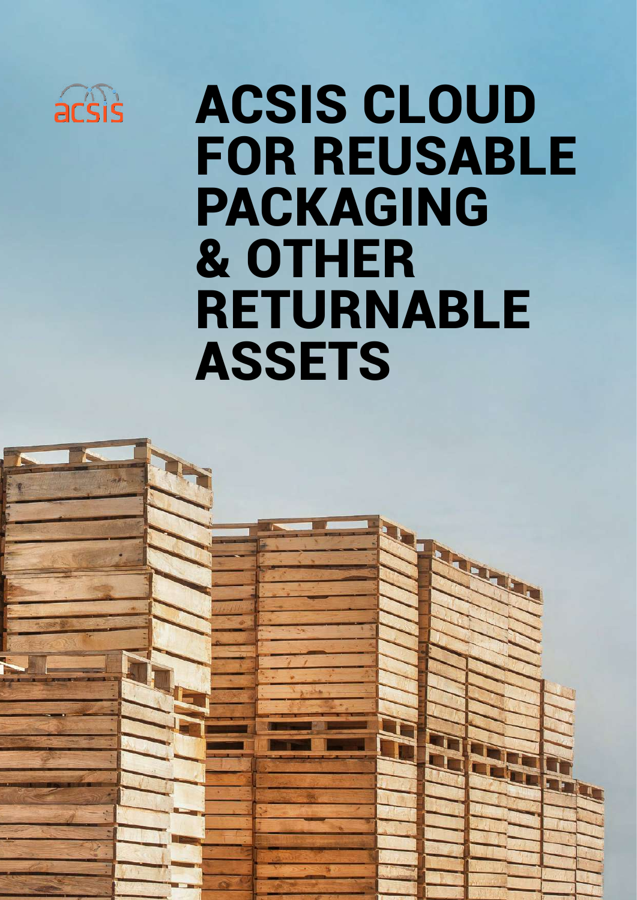acsis

# ACSIS CLOUD FOR REUSABLE PACKAGING & OTHER RETURNABLE ASSETS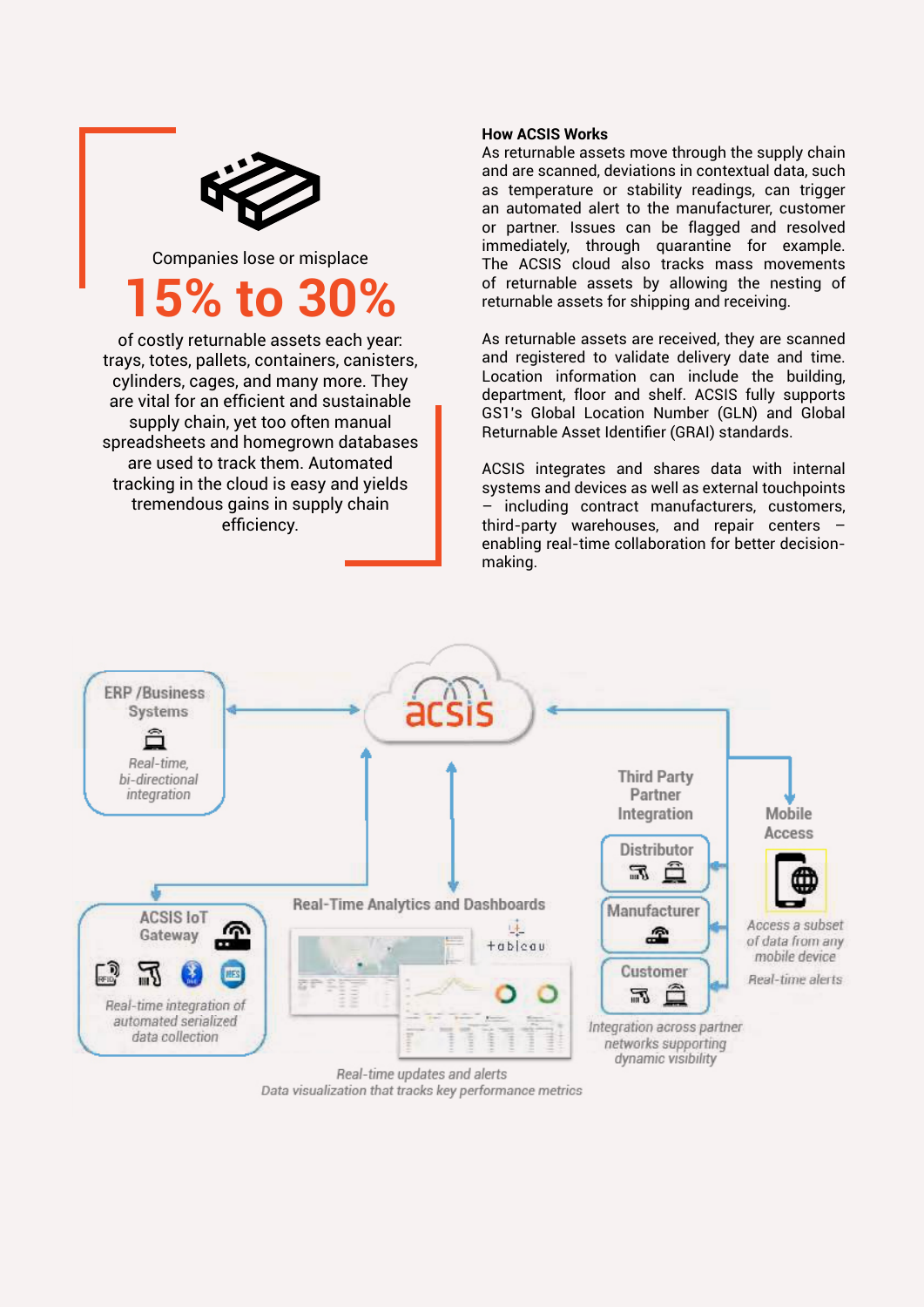Companies lose or misplace

**15% to 30%**

of costly returnable assets each year: trays, totes, pallets, containers, canisters, cylinders, cages, and many more. They are vital for an efficient and sustainable supply chain, yet too often manual spreadsheets and homegrown databases are used to track them. Automated tracking in the cloud is easy and yields tremendous gains in supply chain efficiency.

**How ACSIS Works**

As returnable assets move through the supply chain and are scanned, deviations in contextual data, such as temperature or stability readings, can trigger an automated alert to the manufacturer, customer or partner. Issues can be flagged and resolved immediately, through quarantine for example. The ACSIS cloud also tracks mass movements of returnable assets by allowing the nesting of returnable assets for shipping and receiving.

As returnable assets are received, they are scanned and registered to validate delivery date and time. Location information can include the building, department, floor and shelf. ACSIS fully supports GS1's Global Location Number (GLN) and Global Returnable Asset Identifier (GRAI) standards.

ACSIS integrates and shares data with internal systems and devices as well as external touchpoints – including contract manufacturers, customers, third-party warehouses, and repair centers – enabling real-time collaboration for better decision-making.

ERP /Business Systems

*Real-time, bi-directional integration*

acsis

Third Party Partner Integration

Mobile Access

Distributor

Manufacturer

Customer

*Integration across partner networks supporting dynamic visibility*

*Access a subset of data from any mobile device*

*Real-time alerts*

ACSIS IoT Gateway

*Real-time integration of automated serialized data collection*

Real-Time Analytics and Dashboards

*Real-time updates and alerts*
*Data visualization that tracks key performance metrics*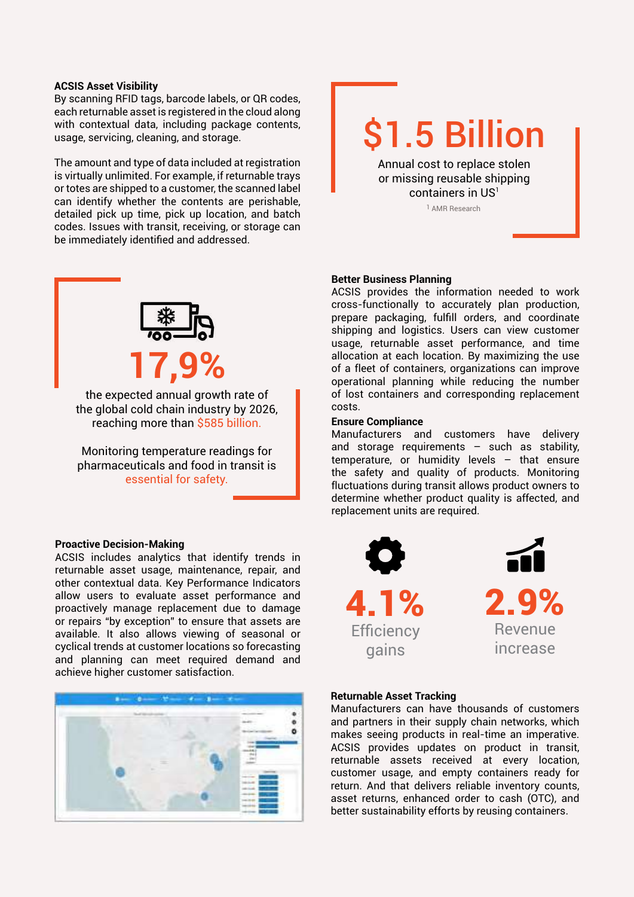**ACSIS Asset Visibility**

By scanning RFID tags, barcode labels, or QR codes, each returnable asset is registered in the cloud along with contextual data, including package contents, usage, servicing, cleaning, and storage.

The amount and type of data included at registration is virtually unlimited. For example, if returnable trays or totes are shipped to a customer, the scanned label can identify whether the contents are perishable, detailed pick up time, pick up location, and batch codes. Issues with transit, receiving, or storage can be immediately identified and addressed.

**$1.5 Billion**

Annual cost to replace stolen or missing reusable shipping containers in US[1]

[1] AMR Research

**17,9%**

the expected annual growth rate of the global cold chain industry by 2026, reaching more than $585 billion.

Monitoring temperature readings for pharmaceuticals and food in transit is essential for safety.

**Better Business Planning**

ACSIS provides the information needed to work cross-functionally to accurately plan production, prepare packaging, fulfill orders, and coordinate shipping and logistics. Users can view customer usage, returnable asset performance, and time allocation at each location. By maximizing the use of a fleet of containers, organizations can improve operational planning while reducing the number of lost containers and corresponding replacement costs.

**Ensure Compliance**

Manufacturers and customers have delivery and storage requirements – such as stability, temperature, or humidity levels – that ensure the safety and quality of products. Monitoring fluctuations during transit allows product owners to determine whether product quality is affected, and replacement units are required.

**Proactive Decision-Making**

ACSIS includes analytics that identify trends in returnable asset usage, maintenance, repair, and other contextual data. Key Performance Indicators allow users to evaluate asset performance and proactively manage replacement due to damage or repairs "by exception" to ensure that assets are available. It also allows viewing of seasonal or cyclical trends at customer locations so forecasting and planning can meet required demand and achieve higher customer satisfaction.

**4.1%**

Efficiency gains

**2.9%**

Revenue increase

**Returnable Asset Tracking**

Manufacturers can have thousands of customers and partners in their supply chain networks, which makes seeing products in real-time an imperative. ACSIS provides updates on product in transit, returnable assets received at every location, customer usage, and empty containers ready for return. And that delivers reliable inventory counts, asset returns, enhanced order to cash (OTC), and better sustainability efforts by reusing containers.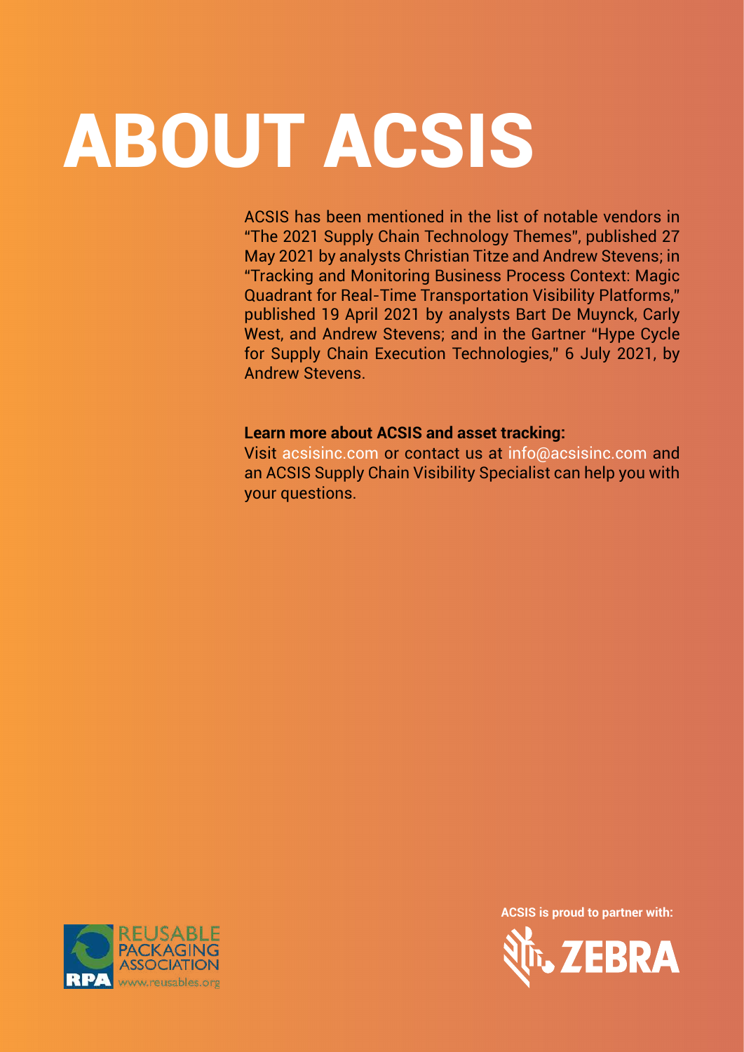# ABOUT ACSIS

ACSIS has been mentioned in the list of notable vendors in "The 2021 Supply Chain Technology Themes", published 27 May 2021 by analysts Christian Titze and Andrew Stevens; in "Tracking and Monitoring Business Process Context: Magic Quadrant for Real-Time Transportation Visibility Platforms," published 19 April 2021 by analysts Bart De Muynck, Carly West, and Andrew Stevens; and in the Gartner "Hype Cycle for Supply Chain Execution Technologies," 6 July 2021, by Andrew Stevens.

**Learn more about ACSIS and asset tracking:**
Visit acsisinc.com or contact us at info@acsisinc.com and an ACSIS Supply Chain Visibility Specialist can help you with your questions.

REUSABLE PACKAGING ASSOCIATION
RPA www.reusables.org

**ACSIS is proud to partner with:**

ZEBRA